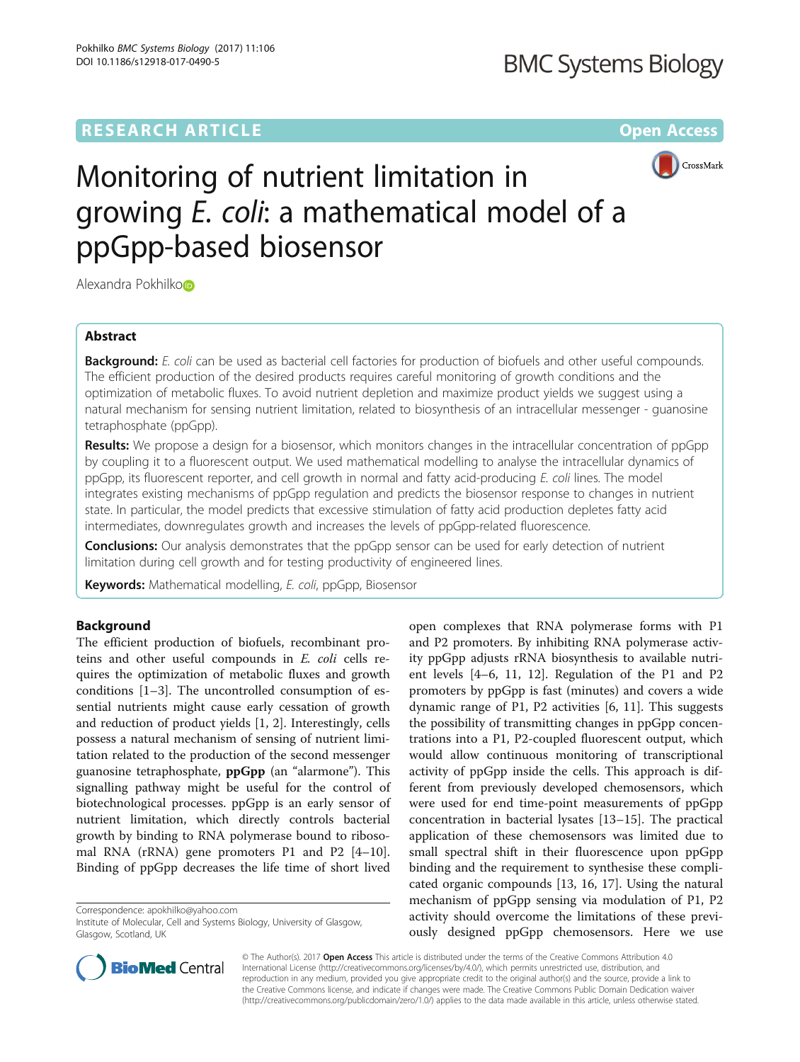RESEARCH ARTICLE

Open Access

# Monitoring of nutrient limitation in growing *E. coli*: a mathematical model of a ppGpp-based biosensor

Alexandra Pokhilko

## Abstract

**Background:** *E. coli* can be used as bacterial cell factories for production of biofuels and other useful compounds. The efficient production of the desired products requires careful monitoring of growth conditions and the optimization of metabolic fluxes. To avoid nutrient depletion and maximize product yields we suggest using a natural mechanism for sensing nutrient limitation, related to biosynthesis of an intracellular messenger - guanosine tetraphosphate (ppGpp).

**Results:** We propose a design for a biosensor, which monitors changes in the intracellular concentration of ppGpp by coupling it to a fluorescent output. We used mathematical modelling to analyse the intracellular dynamics of ppGpp, its fluorescent reporter, and cell growth in normal and fatty acid-producing *E. coli* lines. The model integrates existing mechanisms of ppGpp regulation and predicts the biosensor response to changes in nutrient state. In particular, the model predicts that excessive stimulation of fatty acid production depletes fatty acid intermediates, downregulates growth and increases the levels of ppGpp-related fluorescence.

**Conclusions:** Our analysis demonstrates that the ppGpp sensor can be used for early detection of nutrient limitation during cell growth and for testing productivity of engineered lines.

**Keywords:** Mathematical modelling, *E. coli*, ppGpp, Biosensor

## Background

The efficient production of biofuels, recombinant proteins and other useful compounds in *E. coli* cells requires the optimization of metabolic fluxes and growth conditions [1–3]. The uncontrolled consumption of essential nutrients might cause early cessation of growth and reduction of product yields [1, 2]. Interestingly, cells possess a natural mechanism of sensing of nutrient limitation related to the production of the second messenger guanosine tetraphosphate, **ppGpp** (an "alarmone"). This signalling pathway might be useful for the control of biotechnological processes. ppGpp is an early sensor of nutrient limitation, which directly controls bacterial growth by binding to RNA polymerase bound to ribosomal RNA (rRNA) gene promoters P1 and P2 [4–10]. Binding of ppGpp decreases the life time of short lived open complexes that RNA polymerase forms with P1 and P2 promoters. By inhibiting RNA polymerase activity ppGpp adjusts rRNA biosynthesis to available nutrient levels [4–6, 11, 12]. Regulation of the P1 and P2 promoters by ppGpp is fast (minutes) and covers a wide dynamic range of P1, P2 activities [6, 11]. This suggests the possibility of transmitting changes in ppGpp concentrations into a P1, P2-coupled fluorescent output, which would allow continuous monitoring of transcriptional activity of ppGpp inside the cells. This approach is different from previously developed chemosensors, which were used for end time-point measurements of ppGpp concentration in bacterial lysates [13–15]. The practical application of these chemosensors was limited due to small spectral shift in their fluorescence upon ppGpp binding and the requirement to synthesise these complicated organic compounds [13, 16, 17]. Using the natural mechanism of ppGpp sensing via modulation of P1, P2 activity should overcome the limitations of these previously designed ppGpp chemosensors. Here we use

Correspondence: apokhilko@yahoo.com
Institute of Molecular, Cell and Systems Biology, University of Glasgow, Glasgow, Scotland, UK

© The Author(s). 2017 **Open Access** This article is distributed under the terms of the Creative Commons Attribution 4.0 International License (http://creativecommons.org/licenses/by/4.0/), which permits unrestricted use, distribution, and reproduction in any medium, provided you give appropriate credit to the original author(s) and the source, provide a link to the Creative Commons license, and indicate if changes were made. The Creative Commons Public Domain Dedication waiver (http://creativecommons.org/publicdomain/zero/1.0/) applies to the data made available in this article, unless otherwise stated.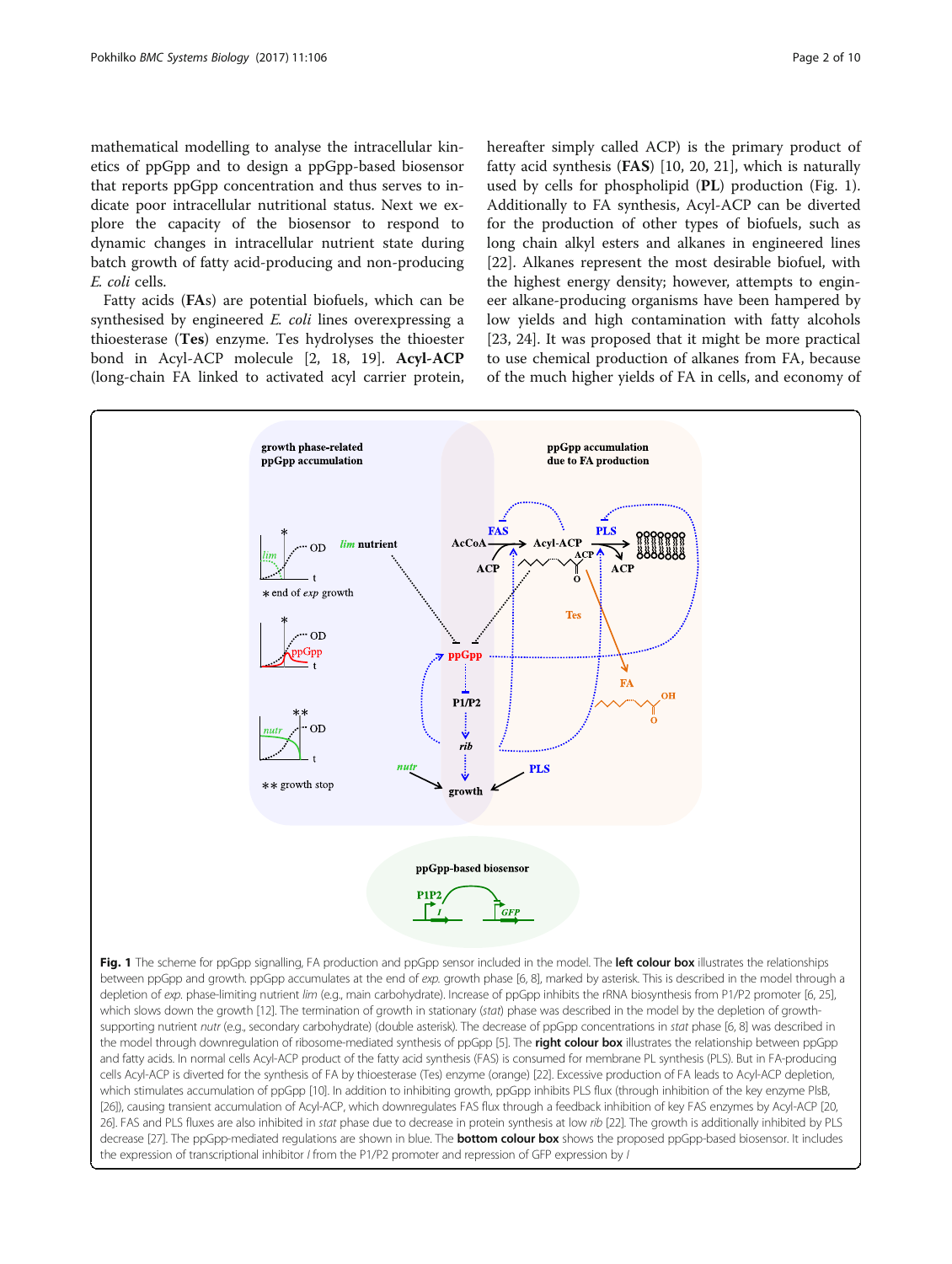mathematical modelling to analyse the intracellular kinetics of ppGpp and to design a ppGpp-based biosensor that reports ppGpp concentration and thus serves to indicate poor intracellular nutritional status. Next we explore the capacity of the biosensor to respond to dynamic changes in intracellular nutrient state during batch growth of fatty acid-producing and non-producing *E. coli* cells.

Fatty acids (**FA**s) are potential biofuels, which can be synthesised by engineered *E. coli* lines overexpressing a thioesterase (**Tes**) enzyme. Tes hydrolyses the thioester bond in Acyl-ACP molecule [2, 18, 19]. **Acyl-ACP** (long-chain FA linked to activated acyl carrier protein, hereafter simply called ACP) is the primary product of fatty acid synthesis (**FAS**) [10, 20, 21], which is naturally used by cells for phospholipid (**PL**) production (Fig. 1). Additionally to FA synthesis, Acyl-ACP can be diverted for the production of other types of biofuels, such as long chain alkyl esters and alkanes in engineered lines [22]. Alkanes represent the most desirable biofuel, with the highest energy density; however, attempts to engineer alkane-producing organisms have been hampered by low yields and high contamination with fatty alcohols [23, 24]. It was proposed that it might be more practical to use chemical production of alkanes from FA, because of the much higher yields of FA in cells, and economy of

**Fig. 1** The scheme for ppGpp signalling, FA production and ppGpp sensor included in the model. The **left colour box** illustrates the relationships between ppGpp and growth. ppGpp accumulates at the end of *exp.* growth phase [6, 8], marked by asterisk. This is described in the model through a depletion of *exp.* phase-limiting nutrient *lim* (e.g., main carbohydrate). Increase of ppGpp inhibits the rRNA biosynthesis from P1/P2 promoter [6, 25], which slows down the growth [12]. The termination of growth in stationary (*stat*) phase was described in the model by the depletion of growth-supporting nutrient *nutr* (e.g., secondary carbohydrate) (double asterisk). The decrease of ppGpp concentrations in *stat* phase [6, 8] was described in the model through downregulation of ribosome-mediated synthesis of ppGpp [5]. The **right colour box** illustrates the relationship between ppGpp and fatty acids. In normal cells Acyl-ACP product of the fatty acid synthesis (FAS) is consumed for membrane PL synthesis (PLS). But in FA-producing cells Acyl-ACP is diverted for the synthesis of FA by thioesterase (Tes) enzyme (orange) [22]. Excessive production of FA leads to Acyl-ACP depletion, which stimulates accumulation of ppGpp [10]. In addition to inhibiting growth, ppGpp inhibits PLS flux (through inhibition of the key enzyme PlsB, [26]), causing transient accumulation of Acyl-ACP, which downregulates FAS flux through a feedback inhibition of key FAS enzymes by Acyl-ACP [20, 26]. FAS and PLS fluxes are also inhibited in *stat* phase due to decrease in protein synthesis at low *rib* [22]. The growth is additionally inhibited by PLS decrease [27]. The ppGpp-mediated regulations are shown in blue. The **bottom colour box** shows the proposed ppGpp-based biosensor. It includes the expression of transcriptional inhibitor *I* from the P1/P2 promoter and repression of GFP expression by *I*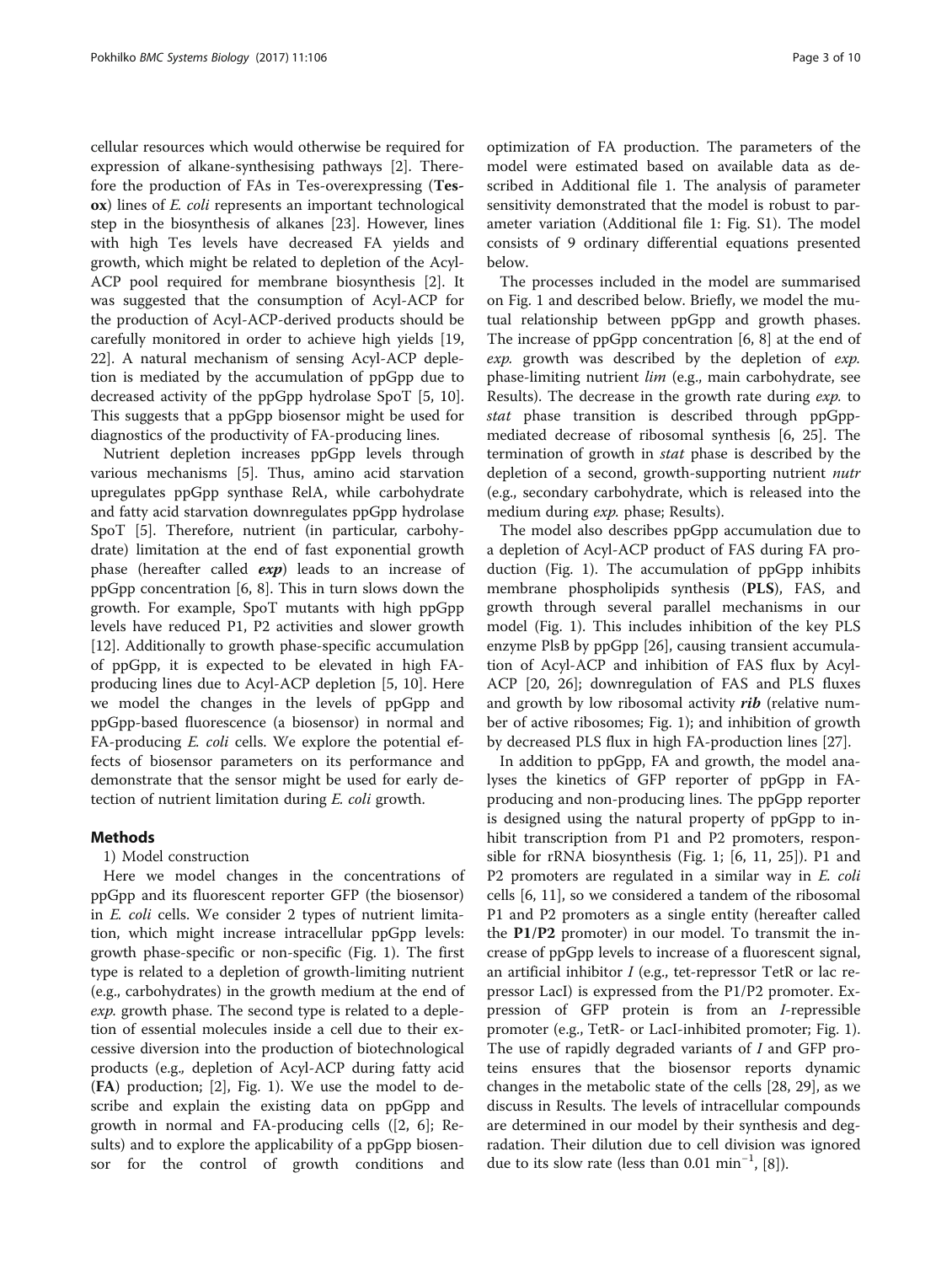cellular resources which would otherwise be required for expression of alkane-synthesising pathways [2]. Therefore the production of FAs in Tes-overexpressing (**Tes-ox**) lines of *E. coli* represents an important technological step in the biosynthesis of alkanes [23]. However, lines with high Tes levels have decreased FA yields and growth, which might be related to depletion of the Acyl-ACP pool required for membrane biosynthesis [2]. It was suggested that the consumption of Acyl-ACP for the production of Acyl-ACP-derived products should be carefully monitored in order to achieve high yields [19, 22]. A natural mechanism of sensing Acyl-ACP depletion is mediated by the accumulation of ppGpp due to decreased activity of the ppGpp hydrolase SpoT [5, 10]. This suggests that a ppGpp biosensor might be used for diagnostics of the productivity of FA-producing lines.

Nutrient depletion increases ppGpp levels through various mechanisms [5]. Thus, amino acid starvation upregulates ppGpp synthase RelA, while carbohydrate and fatty acid starvation downregulates ppGpp hydrolase SpoT [5]. Therefore, nutrient (in particular, carbohydrate) limitation at the end of fast exponential growth phase (hereafter called ***exp***) leads to an increase of ppGpp concentration [6, 8]. This in turn slows down the growth. For example, SpoT mutants with high ppGpp levels have reduced P1, P2 activities and slower growth [12]. Additionally to growth phase-specific accumulation of ppGpp, it is expected to be elevated in high FA-producing lines due to Acyl-ACP depletion [5, 10]. Here we model the changes in the levels of ppGpp and ppGpp-based fluorescence (a biosensor) in normal and FA-producing *E. coli* cells. We explore the potential effects of biosensor parameters on its performance and demonstrate that the sensor might be used for early detection of nutrient limitation during *E. coli* growth.

## Methods

1) Model construction

Here we model changes in the concentrations of ppGpp and its fluorescent reporter GFP (the biosensor) in *E. coli* cells. We consider 2 types of nutrient limitation, which might increase intracellular ppGpp levels: growth phase-specific or non-specific (Fig. 1). The first type is related to a depletion of growth-limiting nutrient (e.g., carbohydrates) in the growth medium at the end of *exp.* growth phase. The second type is related to a depletion of essential molecules inside a cell due to their excessive diversion into the production of biotechnological products (e.g., depletion of Acyl-ACP during fatty acid (**FA**) production; [2], Fig. 1). We use the model to describe and explain the existing data on ppGpp and growth in normal and FA-producing cells ([2, 6]; Results) and to explore the applicability of a ppGpp biosensor for the control of growth conditions and optimization of FA production. The parameters of the model were estimated based on available data as described in Additional file 1. The analysis of parameter sensitivity demonstrated that the model is robust to parameter variation (Additional file 1: Fig. S1). The model consists of 9 ordinary differential equations presented below.

The processes included in the model are summarised on Fig. 1 and described below. Briefly, we model the mutual relationship between ppGpp and growth phases. The increase of ppGpp concentration [6, 8] at the end of *exp.* growth was described by the depletion of *exp.* phase-limiting nutrient *lim* (e.g., main carbohydrate, see Results). The decrease in the growth rate during *exp.* to *stat* phase transition is described through ppGpp-mediated decrease of ribosomal synthesis [6, 25]. The termination of growth in *stat* phase is described by the depletion of a second, growth-supporting nutrient *nutr* (e.g., secondary carbohydrate, which is released into the medium during *exp.* phase; Results).

The model also describes ppGpp accumulation due to a depletion of Acyl-ACP product of FAS during FA production (Fig. 1). The accumulation of ppGpp inhibits membrane phospholipids synthesis (**PLS**), FAS, and growth through several parallel mechanisms in our model (Fig. 1). This includes inhibition of the key PLS enzyme PlsB by ppGpp [26], causing transient accumulation of Acyl-ACP and inhibition of FAS flux by Acyl-ACP [20, 26]; downregulation of FAS and PLS fluxes and growth by low ribosomal activity ***rib*** (relative number of active ribosomes; Fig. 1); and inhibition of growth by decreased PLS flux in high FA-production lines [27].

In addition to ppGpp, FA and growth, the model analyses the kinetics of GFP reporter of ppGpp in FA-producing and non-producing lines. The ppGpp reporter is designed using the natural property of ppGpp to inhibit transcription from P1 and P2 promoters, responsible for rRNA biosynthesis (Fig. 1; [6, 11, 25]). P1 and P2 promoters are regulated in a similar way in *E. coli* cells [6, 11], so we considered a tandem of the ribosomal P1 and P2 promoters as a single entity (hereafter called the **P1/P2** promoter) in our model. To transmit the increase of ppGpp levels to increase of a fluorescent signal, an artificial inhibitor *I* (e.g., tet-repressor TetR or lac repressor LacI) is expressed from the P1/P2 promoter. Expression of GFP protein is from an *I*-repressible promoter (e.g., TetR- or LacI-inhibited promoter; Fig. 1). The use of rapidly degraded variants of *I* and GFP proteins ensures that the biosensor reports dynamic changes in the metabolic state of the cells [28, 29], as we discuss in Results. The levels of intracellular compounds are determined in our model by their synthesis and degradation. Their dilution due to cell division was ignored due to its slow rate (less than 0.01 $min^{-1}$, [8]).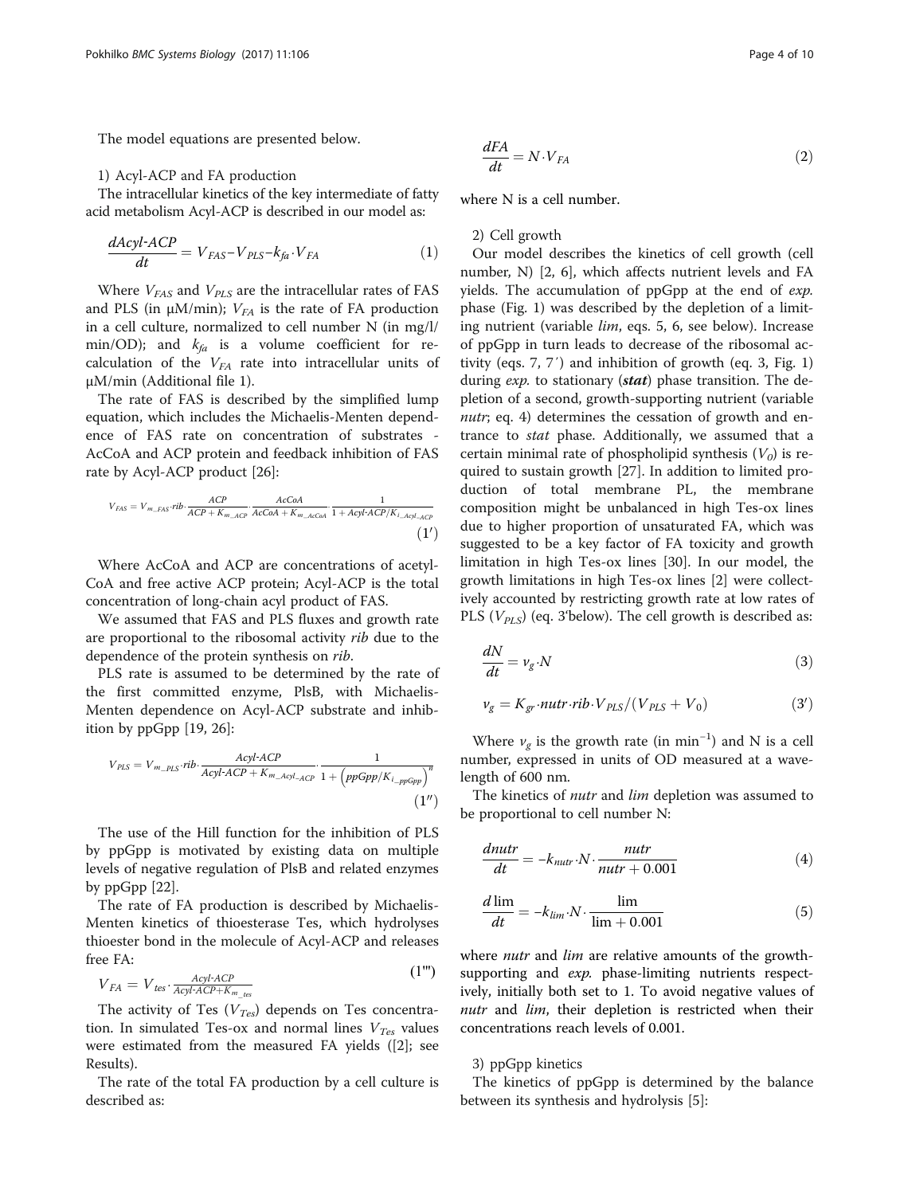The model equations are presented below.

1) Acyl-ACP and FA production

The intracellular kinetics of the key intermediate of fatty acid metabolism Acyl-ACP is described in our model as:

$$\frac{dAcyl\text{-}ACP}{dt} = V_{FAS} - V_{PLS} - k_{fa}\cdot V_{FA} \tag{1}$$

Where $V_{FAS}$ and $V_{PLS}$ are the intracellular rates of FAS and PLS (in μM/min); $V_{FA}$ is the rate of FA production in a cell culture, normalized to cell number N (in mg/l/min/OD); and $k_{fa}$ is a volume coefficient for re-calculation of the $V_{FA}$ rate into intracellular units of μM/min (Additional file 1).

The rate of FAS is described by the simplified lump equation, which includes the Michaelis-Menten dependence of FAS rate on concentration of substrates - AcCoA and ACP protein and feedback inhibition of FAS rate by Acyl-ACP product [26]:

$$V_{FAS} = V_{m\_FAS}\cdot rib\cdot \frac{ACP}{ACP + K_{m\_ACP}}\cdot \frac{AcCoA}{AcCoA + K_{m\_AcCoA}}\cdot \frac{1}{1 + Acyl\text{-}ACP/K_{i\_Acyl\_ACP}} \tag{1'}$$

Where AcCoA and ACP are concentrations of acetyl-CoA and free active ACP protein; Acyl-ACP is the total concentration of long-chain acyl product of FAS.

We assumed that FAS and PLS fluxes and growth rate are proportional to the ribosomal activity *rib* due to the dependence of the protein synthesis on *rib*.

PLS rate is assumed to be determined by the rate of the first committed enzyme, PlsB, with Michaelis-Menten dependence on Acyl-ACP substrate and inhibition by ppGpp [19, 26]:

$$V_{PLS} = V_{m\_PLS}\cdot rib\cdot \frac{Acyl\text{-}ACP}{Acyl\text{-}ACP + K_{m\_Acyl\_ACP}}\cdot \frac{1}{1 + \left(ppGpp/K_{i\_ppGpp}\right)^{n}} \tag{1''}$$

The use of the Hill function for the inhibition of PLS by ppGpp is motivated by existing data on multiple levels of negative regulation of PlsB and related enzymes by ppGpp [22].

The rate of FA production is described by Michaelis-Menten kinetics of thioesterase Tes, which hydrolyses thioester bond in the molecule of Acyl-ACP and releases free FA:

$$V_{FA} = V_{tes}\cdot \frac{Acyl\text{-}ACP}{Acyl\text{-}ACP + K_{m\_tes}} \tag{1'''}$$

The activity of Tes ($V_{Tes}$) depends on Tes concentration. In simulated Tes-ox and normal lines $V_{Tes}$ values were estimated from the measured FA yields ([2]; see Results).

The rate of the total FA production by a cell culture is described as:

$$\frac{dFA}{dt} = N\cdot V_{FA} \tag{2}$$

where N is a cell number.

2) Cell growth

Our model describes the kinetics of cell growth (cell number, N) [2, 6], which affects nutrient levels and FA yields. The accumulation of ppGpp at the end of *exp.* phase (Fig. 1) was described by the depletion of a limiting nutrient (variable *lim*, eqs. 5, 6, see below). Increase of ppGpp in turn leads to decrease of the ribosomal activity (eqs. 7, 7′) and inhibition of growth (eq. 3, Fig. 1) during *exp.* to stationary (***stat***) phase transition. The depletion of a second, growth-supporting nutrient (variable *nutr*; eq. 4) determines the cessation of growth and entrance to *stat* phase. Additionally, we assumed that a certain minimal rate of phospholipid synthesis ($V_0$) is required to sustain growth [27]. In addition to limited production of total membrane PL, the membrane composition might be unbalanced in high Tes-ox lines due to higher proportion of unsaturated FA, which was suggested to be a key factor of FA toxicity and growth limitation in high Tes-ox lines [30]. In our model, the growth limitations in high Tes-ox lines [2] were collectively accounted by restricting growth rate at low rates of PLS ($V_{PLS}$) (eq. 3′below). The cell growth is described as:

$$\frac{dN}{dt} = v_g\cdot N \tag{3}$$

$$v_g = K_{gr}\cdot nutr\cdot rib\cdot V_{PLS}/(V_{PLS} + V_0) \tag{3'}$$

Where $v_g$ is the growth rate (in $\text{min}^{-1}$) and N is a cell number, expressed in units of OD measured at a wavelength of 600 nm.

The kinetics of *nutr* and *lim* depletion was assumed to be proportional to cell number N:

$$\frac{dnutr}{dt} = -k_{nutr}\cdot N\cdot \frac{nutr}{nutr + 0.001} \tag{4}$$

$$\frac{d\lim}{dt} = -k_{lim}\cdot N\cdot \frac{\lim}{\lim + 0.001} \tag{5}$$

where *nutr* and *lim* are relative amounts of the growth-supporting and *exp.* phase-limiting nutrients respectively, initially both set to 1. To avoid negative values of *nutr* and *lim*, their depletion is restricted when their concentrations reach levels of 0.001.

3) ppGpp kinetics

The kinetics of ppGpp is determined by the balance between its synthesis and hydrolysis [5]: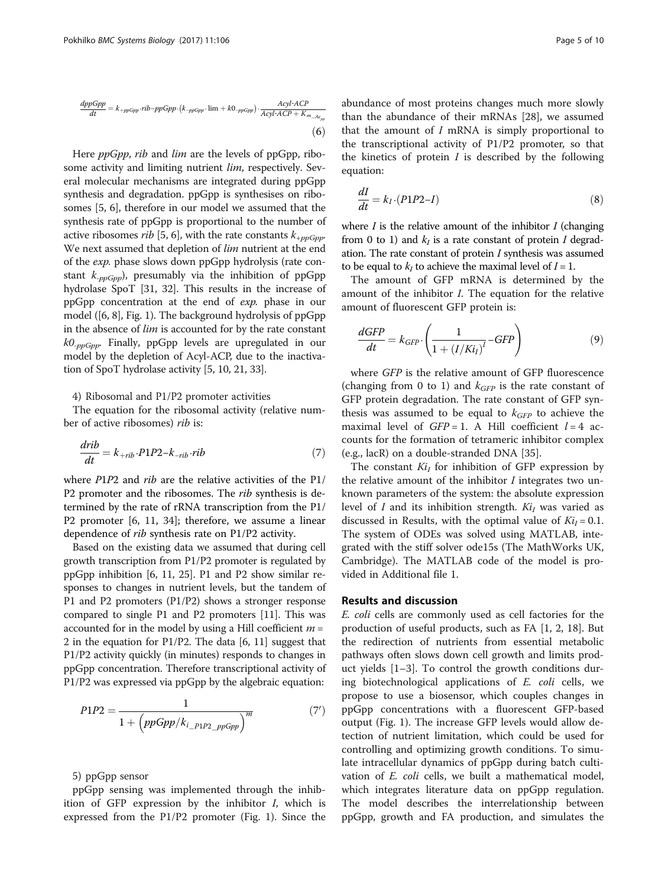$$\frac{dppGpp}{dt} = k_{+ppGpp} \cdot rib - ppGpp \cdot (k_{-ppGpp} \cdot \lim + k0_{-ppGpp}) \cdot \frac{Acyl\text{-}ACP}{Acyl\text{-}ACP + K_{m\_Ac_{pp}}} \tag{6}$$

Here *ppGpp*, *rib* and *lim* are the levels of ppGpp, ribosome activity and limiting nutrient *lim*, respectively. Several molecular mechanisms are integrated during ppGpp synthesis and degradation. ppGpp is synthesises on ribosomes [5, 6], therefore in our model we assumed that the synthesis rate of ppGpp is proportional to the number of active ribosomes *rib* [5, 6], with the rate constants $k_{+ppGpp}$. We next assumed that depletion of *lim* nutrient at the end of the *exp.* phase slows down ppGpp hydrolysis (rate constant $k_{-ppGpp}$), presumably via the inhibition of ppGpp hydrolase SpoT [31, 32]. This results in the increase of ppGpp concentration at the end of *exp.* phase in our model ([6, 8], Fig. 1). The background hydrolysis of ppGpp in the absence of *lim* is accounted for by the rate constant $k0_{-ppGpp}$. Finally, ppGpp levels are upregulated in our model by the depletion of Acyl-ACP, due to the inactivation of SpoT hydrolase activity [5, 10, 21, 33].

4) Ribosomal and P1/P2 promoter activities

The equation for the ribosomal activity (relative number of active ribosomes) *rib* is:

$$\frac{drib}{dt} = k_{+rib} \cdot P1P2 - k_{-rib} \cdot rib \tag{7}$$

where *P1P2* and *rib* are the relative activities of the P1/P2 promoter and the ribosomes. The *rib* synthesis is determined by the rate of rRNA transcription from the P1/P2 promoter [6, 11, 34]; therefore, we assume a linear dependence of *rib* synthesis rate on P1/P2 activity.

Based on the existing data we assumed that during cell growth transcription from P1/P2 promoter is regulated by ppGpp inhibition [6, 11, 25]. P1 and P2 show similar responses to changes in nutrient levels, but the tandem of P1 and P2 promoters (P1/P2) shows a stronger response compared to single P1 and P2 promoters [11]. This was accounted for in the model by using a Hill coefficient $m = 2$ in the equation for P1/P2. The data [6, 11] suggest that P1/P2 activity quickly (in minutes) responds to changes in ppGpp concentration. Therefore transcriptional activity of P1/P2 was expressed via ppGpp by the algebraic equation:

$$P1P2 = \frac{1}{1 + \left(ppGpp/k_{i\_P1P2\_ppGpp}\right)^{m}} \tag{7'}$$

5) ppGpp sensor

ppGpp sensing was implemented through the inhibition of GFP expression by the inhibitor *I*, which is expressed from the P1/P2 promoter (Fig. 1). Since the abundance of most proteins changes much more slowly than the abundance of their mRNAs [28], we assumed that the amount of *I* mRNA is simply proportional to the transcriptional activity of P1/P2 promoter, so that the kinetics of protein *I* is described by the following equation:

$$\frac{dI}{dt} = k_I \cdot (P1P2 - I) \tag{8}$$

where *I* is the relative amount of the inhibitor *I* (changing from 0 to 1) and $k_I$ is a rate constant of protein *I* degradation. The rate constant of protein *I* synthesis was assumed to be equal to $k_I$ to achieve the maximal level of $I = 1$.

The amount of GFP mRNA is determined by the amount of the inhibitor *I*. The equation for the relative amount of fluorescent GFP protein is:

$$\frac{dGFP}{dt} = k_{GFP} \cdot \left(\frac{1}{1 + (I/Ki_I)^{l}} - GFP\right) \tag{9}$$

where *GFP* is the relative amount of GFP fluorescence (changing from 0 to 1) and $k_{GFP}$ is the rate constant of GFP protein degradation. The rate constant of GFP synthesis was assumed to be equal to $k_{GFP}$ to achieve the maximal level of $GFP = 1$. A Hill coefficient $l = 4$ accounts for the formation of tetrameric inhibitor complex (e.g., lacR) on a double-stranded DNA [35].

The constant $Ki_I$ for inhibition of GFP expression by the relative amount of the inhibitor *I* integrates two unknown parameters of the system: the absolute expression level of *I* and its inhibition strength. $Ki_I$ was varied as discussed in Results, with the optimal value of $Ki_I = 0.1$. The system of ODEs was solved using MATLAB, integrated with the stiff solver ode15s (The MathWorks UK, Cambridge). The MATLAB code of the model is provided in Additional file 1.

## Results and discussion

*E. coli* cells are commonly used as cell factories for the production of useful products, such as FA [1, 2, 18]. But the redirection of nutrients from essential metabolic pathways often slows down cell growth and limits product yields [1–3]. To control the growth conditions during biotechnological applications of *E. coli* cells, we propose to use a biosensor, which couples changes in ppGpp concentrations with a fluorescent GFP-based output (Fig. 1). The increase GFP levels would allow detection of nutrient limitation, which could be used for controlling and optimizing growth conditions. To simulate intracellular dynamics of ppGpp during batch cultivation of *E. coli* cells, we built a mathematical model, which integrates literature data on ppGpp regulation. The model describes the interrelationship between ppGpp, growth and FA production, and simulates the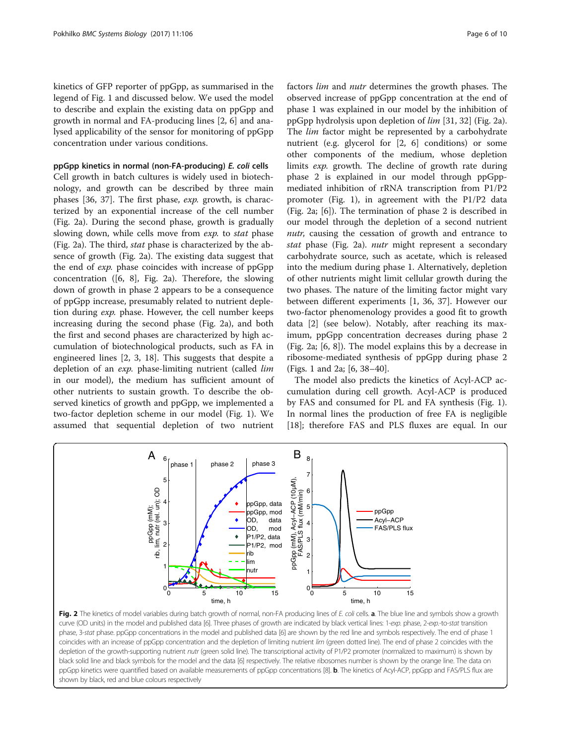kinetics of GFP reporter of ppGpp, as summarised in the legend of Fig. 1 and discussed below. We used the model to describe and explain the existing data on ppGpp and growth in normal and FA-producing lines [2, 6] and analysed applicability of the sensor for monitoring of ppGpp concentration under various conditions.

### ppGpp kinetics in normal (non-FA-producing) *E. coli* cells

Cell growth in batch cultures is widely used in biotechnology, and growth can be described by three main phases [36, 37]. The first phase, *exp.* growth, is characterized by an exponential increase of the cell number (Fig. 2a). During the second phase, growth is gradually slowing down, while cells move from *exp.* to *stat* phase (Fig. 2a). The third, *stat* phase is characterized by the absence of growth (Fig. 2a). The existing data suggest that the end of *exp.* phase coincides with increase of ppGpp concentration ([6, 8], Fig. 2a). Therefore, the slowing down of growth in phase 2 appears to be a consequence of ppGpp increase, presumably related to nutrient depletion during *exp.* phase. However, the cell number keeps increasing during the second phase (Fig. 2a), and both the first and second phases are characterized by high accumulation of biotechnological products, such as FA in engineered lines [2, 3, 18]. This suggests that despite a depletion of an *exp.* phase-limiting nutrient (called *lim* in our model), the medium has sufficient amount of other nutrients to sustain growth. To describe the observed kinetics of growth and ppGpp, we implemented a two-factor depletion scheme in our model (Fig. 1). We assumed that sequential depletion of two nutrient factors *lim* and *nutr* determines the growth phases. The observed increase of ppGpp concentration at the end of phase 1 was explained in our model by the inhibition of ppGpp hydrolysis upon depletion of *lim* [31, 32] (Fig. 2a). The *lim* factor might be represented by a carbohydrate nutrient (e.g. glycerol for [2, 6] conditions) or some other components of the medium, whose depletion limits *exp.* growth. The decline of growth rate during phase 2 is explained in our model through ppGpp-mediated inhibition of rRNA transcription from P1/P2 promoter (Fig. 1), in agreement with the P1/P2 data (Fig. 2a; [6]). The termination of phase 2 is described in our model through the depletion of a second nutrient *nutr*, causing the cessation of growth and entrance to *stat* phase (Fig. 2a). *nutr* might represent a secondary carbohydrate source, such as acetate, which is released into the medium during phase 1. Alternatively, depletion of other nutrients might limit cellular growth during the two phases. The nature of the limiting factor might vary between different experiments [1, 36, 37]. However our two-factor phenomenology provides a good fit to growth data [2] (see below). Notably, after reaching its maximum, ppGpp concentration decreases during phase 2 (Fig. 2a; [6, 8]). The model explains this by a decrease in ribosome-mediated synthesis of ppGpp during phase 2 (Figs. 1 and 2a; [6, 38–40].

The model also predicts the kinetics of Acyl-ACP accumulation during cell growth. Acyl-ACP is produced by FAS and consumed for PL and FA synthesis (Fig. 1). In normal lines the production of free FA is negligible [18]; therefore FAS and PLS fluxes are equal. In our

**Fig. 2** The kinetics of model variables during batch growth of normal, non-FA producing lines of *E. coli* cells. **a**. The blue line and symbols show a growth curve (OD units) in the model and published data [6]. Three phases of growth are indicated by black vertical lines: 1-*exp.* phase, 2-*exp.*-to-*stat* transition phase, 3-*stat* phase. ppGpp concentrations in the model and published data [6] are shown by the red line and symbols respectively. The end of phase 1 coincides with an increase of ppGpp concentration and the depletion of limiting nutrient *lim* (green dotted line). The end of phase 2 coincides with the depletion of the growth-supporting nutrient *nutr* (green solid line). The transcriptional activity of P1/P2 promoter (normalized to maximum) is shown by black solid line and black symbols for the model and the data [6] respectively. The relative ribosomes number is shown by the orange line. The data on ppGpp kinetics were quantified based on available measurements of ppGpp concentrations [8]. **b**. The kinetics of Acyl-ACP, ppGpp and FAS/PLS flux are shown by black, red and blue colours respectively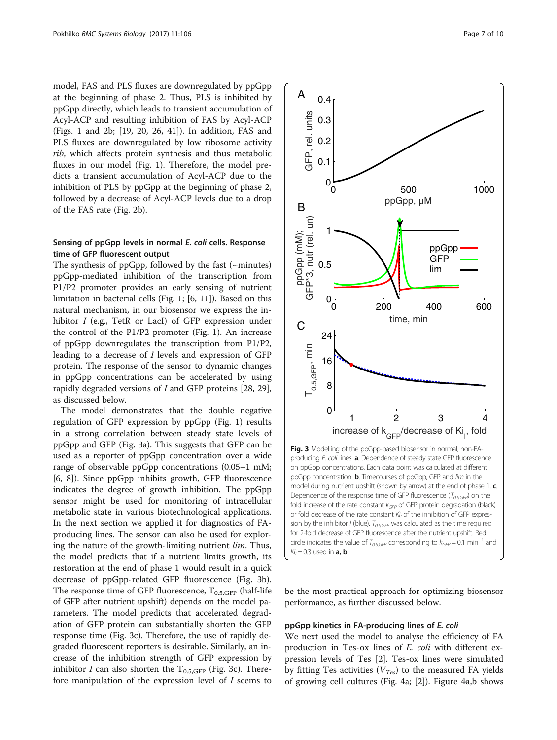model, FAS and PLS fluxes are downregulated by ppGpp at the beginning of phase 2. Thus, PLS is inhibited by ppGpp directly, which leads to transient accumulation of Acyl-ACP and resulting inhibition of FAS by Acyl-ACP (Figs. 1 and 2b; [19, 20, 26, 41]). In addition, FAS and PLS fluxes are downregulated by low ribosome activity *rib*, which affects protein synthesis and thus metabolic fluxes in our model (Fig. 1). Therefore, the model predicts a transient accumulation of Acyl-ACP due to the inhibition of PLS by ppGpp at the beginning of phase 2, followed by a decrease of Acyl-ACP levels due to a drop of the FAS rate (Fig. 2b).

### Sensing of ppGpp levels in normal *E. coli* cells. Response time of GFP fluorescent output

The synthesis of ppGpp, followed by the fast (~minutes) ppGpp-mediated inhibition of the transcription from P1/P2 promoter provides an early sensing of nutrient limitation in bacterial cells (Fig. 1; [6, 11]). Based on this natural mechanism, in our biosensor we express the inhibitor *I* (e.g., TetR or LacI) of GFP expression under the control of the P1/P2 promoter (Fig. 1). An increase of ppGpp downregulates the transcription from P1/P2, leading to a decrease of *I* levels and expression of GFP protein. The response of the sensor to dynamic changes in ppGpp concentrations can be accelerated by using rapidly degraded versions of *I* and GFP proteins [28, 29], as discussed below.

The model demonstrates that the double negative regulation of GFP expression by ppGpp (Fig. 1) results in a strong correlation between steady state levels of ppGpp and GFP (Fig. 3a). This suggests that GFP can be used as a reporter of ppGpp concentration over a wide range of observable ppGpp concentrations (0.05–1 mM; [6, 8]). Since ppGpp inhibits growth, GFP fluorescence indicates the degree of growth inhibition. The ppGpp sensor might be used for monitoring of intracellular metabolic state in various biotechnological applications. In the next section we applied it for diagnostics of FA-producing lines. The sensor can also be used for exploring the nature of the growth-limiting nutrient *lim*. Thus, the model predicts that if a nutrient limits growth, its restoration at the end of phase 1 would result in a quick decrease of ppGpp-related GFP fluorescence (Fig. 3b). The response time of GFP fluorescence, $T_{0.5,GFP}$ (half-life of GFP after nutrient upshift) depends on the model parameters. The model predicts that accelerated degradation of GFP protein can substantially shorten the GFP response time (Fig. 3c). Therefore, the use of rapidly degraded fluorescent reporters is desirable. Similarly, an increase of the inhibition strength of GFP expression by inhibitor *I* can also shorten the $T_{0.5,GFP}$ (Fig. 3c). Therefore manipulation of the expression level of *I* seems to be the most practical approach for optimizing biosensor performance, as further discussed below.

**Fig. 3** Modelling of the ppGpp-based biosensor in normal, non-FA-producing *E. coli* lines. **a**. Dependence of steady state GFP fluorescence on ppGpp concentrations. Each data point was calculated at different ppGpp concentration. **b**. Timecourses of ppGpp, GFP and *lim* in the model during nutrient upshift (shown by arrow) at the end of phase 1. **c**. Dependence of the response time of GFP fluorescence ($T_{0.5,GFP}$) on the fold increase of the rate constant $k_{GFP}$ of GFP protein degradation (black) or fold decrease of the rate constant $Ki_I$ of the inhibition of GFP expression by the inhibitor *I* (blue). $T_{0.5,GFP}$ was calculated as the time required for 2-fold decrease of GFP fluorescence after the nutrient upshift. Red circle indicates the value of $T_{0.5,GFP}$ corresponding to $k_{GFP} = 0.1$ min$^{-1}$ and $Ki_I = 0.3$ used in **a, b**

### ppGpp kinetics in FA-producing lines of *E. coli*

We next used the model to analyse the efficiency of FA production in Tes-ox lines of *E. coli* with different expression levels of Tes [2]. Tes-ox lines were simulated by fitting Tes activities ($V_{Tes}$) to the measured FA yields of growing cell cultures (Fig. 4a; [2]). Figure 4a,b shows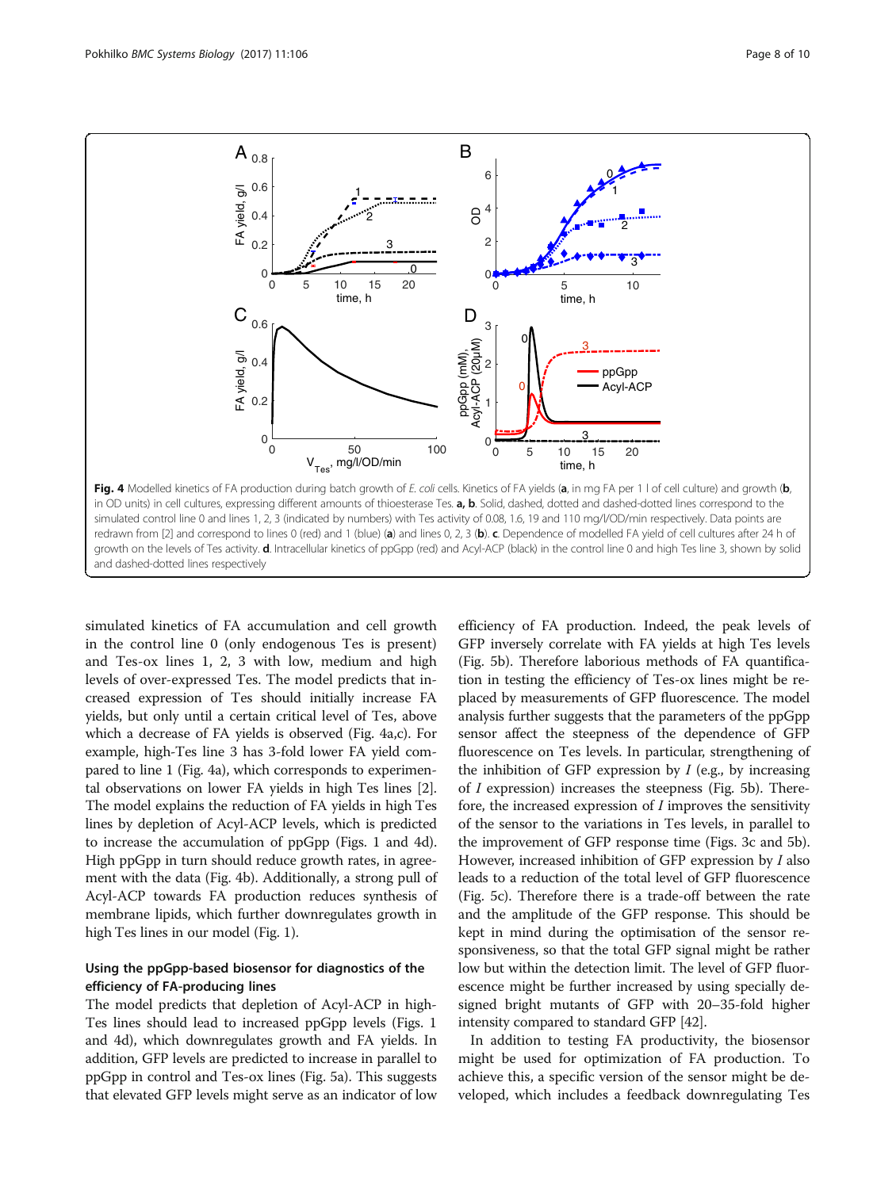**Fig. 4** Modelled kinetics of FA production during batch growth of *E. coli* cells. Kinetics of FA yields (**a**, in mg FA per 1 l of cell culture) and growth (**b**, in OD units) in cell cultures, expressing different amounts of thioesterase Tes. **a, b**. Solid, dashed, dotted and dashed-dotted lines correspond to the simulated control line 0 and lines 1, 2, 3 (indicated by numbers) with Tes activity of 0.08, 1.6, 19 and 110 mg/l/OD/min respectively. Data points are redrawn from [2] and correspond to lines 0 (red) and 1 (blue) (**a**) and lines 0, 2, 3 (**b**). **c**. Dependence of modelled FA yield of cell cultures after 24 h of growth on the levels of Tes activity. **d**. Intracellular kinetics of ppGpp (red) and Acyl-ACP (black) in the control line 0 and high Tes line 3, shown by solid and dashed-dotted lines respectively

simulated kinetics of FA accumulation and cell growth in the control line 0 (only endogenous Tes is present) and Tes-ox lines 1, 2, 3 with low, medium and high levels of over-expressed Tes. The model predicts that increased expression of Tes should initially increase FA yields, but only until a certain critical level of Tes, above which a decrease of FA yields is observed (Fig. 4a,c). For example, high-Tes line 3 has 3-fold lower FA yield compared to line 1 (Fig. 4a), which corresponds to experimental observations on lower FA yields in high Tes lines [2]. The model explains the reduction of FA yields in high Tes lines by depletion of Acyl-ACP levels, which is predicted to increase the accumulation of ppGpp (Figs. 1 and 4d). High ppGpp in turn should reduce growth rates, in agreement with the data (Fig. 4b). Additionally, a strong pull of Acyl-ACP towards FA production reduces synthesis of membrane lipids, which further downregulates growth in high Tes lines in our model (Fig. 1).

### Using the ppGpp-based biosensor for diagnostics of the efficiency of FA-producing lines

The model predicts that depletion of Acyl-ACP in high-Tes lines should lead to increased ppGpp levels (Figs. 1 and 4d), which downregulates growth and FA yields. In addition, GFP levels are predicted to increase in parallel to ppGpp in control and Tes-ox lines (Fig. 5a). This suggests that elevated GFP levels might serve as an indicator of low efficiency of FA production. Indeed, the peak levels of GFP inversely correlate with FA yields at high Tes levels (Fig. 5b). Therefore laborious methods of FA quantification in testing the efficiency of Tes-ox lines might be replaced by measurements of GFP fluorescence. The model analysis further suggests that the parameters of the ppGpp sensor affect the steepness of the dependence of GFP fluorescence on Tes levels. In particular, strengthening of the inhibition of GFP expression by *I* (e.g., by increasing of *I* expression) increases the steepness (Fig. 5b). Therefore, the increased expression of *I* improves the sensitivity of the sensor to the variations in Tes levels, in parallel to the improvement of GFP response time (Figs. 3c and 5b). However, increased inhibition of GFP expression by *I* also leads to a reduction of the total level of GFP fluorescence (Fig. 5c). Therefore there is a trade-off between the rate and the amplitude of the GFP response. This should be kept in mind during the optimisation of the sensor responsiveness, so that the total GFP signal might be rather low but within the detection limit. The level of GFP fluorescence might be further increased by using specially designed bright mutants of GFP with 20–35-fold higher intensity compared to standard GFP [42].

In addition to testing FA productivity, the biosensor might be used for optimization of FA production. To achieve this, a specific version of the sensor might be developed, which includes a feedback downregulating Tes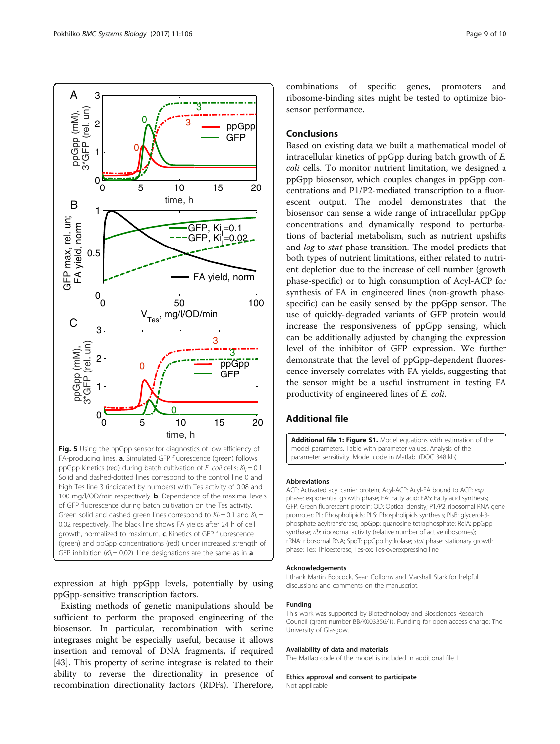Fig. 5 Using the ppGpp sensor for diagnostics of low efficiency of FA-producing lines. **a**. Simulated GFP fluorescence (green) follows ppGpp kinetics (red) during batch cultivation of *E. coli* cells; $Ki_I = 0.1$. Solid and dashed-dotted lines correspond to the control line 0 and high Tes line 3 (indicated by numbers) with Tes activity of 0.08 and 100 mg/l/OD/min respectively. **b**. Dependence of the maximal levels of GFP fluorescence during batch cultivation on the Tes activity. Green solid and dashed green lines correspond to $Ki_I = 0.1$ and $Ki_I = 0.02$ respectively. The black line shows FA yields after 24 h of cell growth, normalized to maximum. **c**. Kinetics of GFP fluorescence (green) and ppGpp concentrations (red) under increased strength of GFP inhibition ($Ki_I = 0.02$). Line designations are the same as in **a**

expression at high ppGpp levels, potentially by using ppGpp-sensitive transcription factors.

Existing methods of genetic manipulations should be sufficient to perform the proposed engineering of the biosensor. In particular, recombination with serine integrases might be especially useful, because it allows insertion and removal of DNA fragments, if required [43]. This property of serine integrase is related to their ability to reverse the directionality in presence of recombination directionality factors (RDFs). Therefore, combinations of specific genes, promoters and ribosome-binding sites might be tested to optimize biosensor performance.

## Conclusions

Based on existing data we built a mathematical model of intracellular kinetics of ppGpp during batch growth of *E. coli* cells. To monitor nutrient limitation, we designed a ppGpp biosensor, which couples changes in ppGpp concentrations and P1/P2-mediated transcription to a fluorescent output. The model demonstrates that the biosensor can sense a wide range of intracellular ppGpp concentrations and dynamically respond to perturbations of bacterial metabolism, such as nutrient upshifts and *log* to *stat* phase transition. The model predicts that both types of nutrient limitations, either related to nutrient depletion due to the increase of cell number (growth phase-specific) or to high consumption of Acyl-ACP for synthesis of FA in engineered lines (non-growth phase-specific) can be easily sensed by the ppGpp sensor. The use of quickly-degraded variants of GFP protein would increase the responsiveness of ppGpp sensing, which can be additionally adjusted by changing the expression level of the inhibitor of GFP expression. We further demonstrate that the level of ppGpp-dependent fluorescence inversely correlates with FA yields, suggesting that the sensor might be a useful instrument in testing FA productivity of engineered lines of *E. coli*.

## Additional file

**Additional file 1: Figure S1.** Model equations with estimation of the model parameters. Table with parameter values. Analysis of the parameter sensitivity. Model code in Matlab. (DOC 348 kb)

### Abbreviations

ACP: Activated acyl carrier protein; Acyl-ACP: Acyl-FA bound to ACP; *exp.* phase: exponential growth phase; FA: Fatty acid; FAS: Fatty acid synthesis; GFP: Green fluorescent protein; OD: Optical density; P1/P2: ribosomal RNA gene promoter; PL: Phospholipids; PLS: Phospholipids synthesis; PlsB: glycerol-3-phosphate acyltransferase; ppGpp: guanosine tetraphosphate; RelA: ppGpp synthase; *rib*: ribosomal activity (relative number of active ribosomes); rRNA: ribosomal RNA; SpoT: ppGpp hydrolase; *stat* phase: stationary growth phase; Tes: Thioesterase; Tes-ox: Tes-overexpressing line

### Acknowledgements

I thank Martin Boocock, Sean Colloms and Marshall Stark for helpful discussions and comments on the manuscript.

### Funding

This work was supported by Biotechnology and Biosciences Research Council (grant number BB/K003356/1). Funding for open access charge: The University of Glasgow.

### Availability of data and materials

The Matlab code of the model is included in additional file 1.

### Ethics approval and consent to participate

Not applicable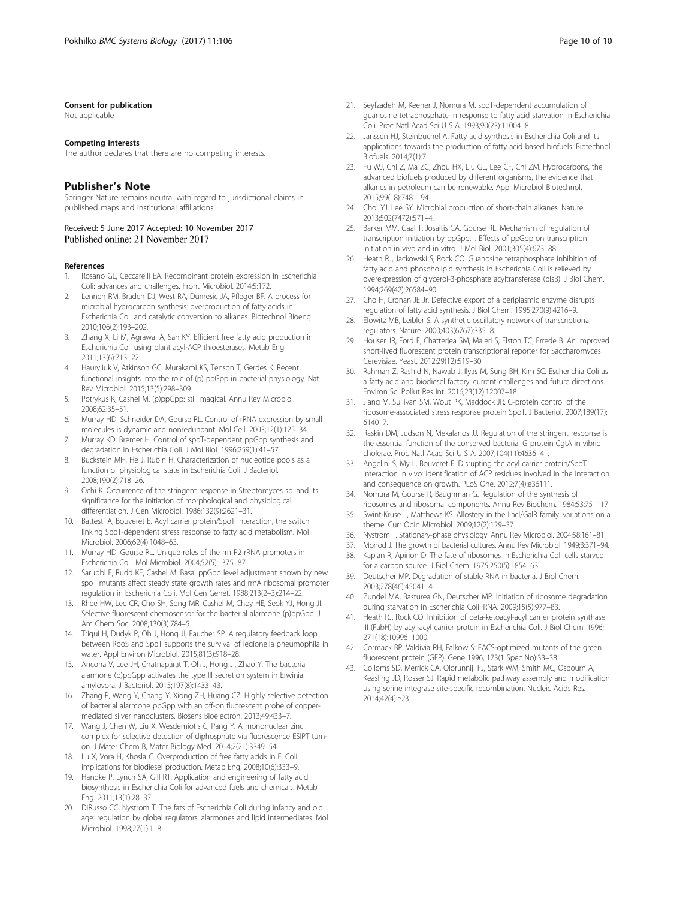#### Consent for publication

Not applicable

#### Competing interests

The author declares that there are no competing interests.

## Publisher's Note

Springer Nature remains neutral with regard to jurisdictional claims in published maps and institutional affiliations.

Received: 5 June 2017 Accepted: 10 November 2017
Published online: 21 November 2017

#### References

1. Rosano GL, Ceccarelli EA. Recombinant protein expression in Escherichia Coli: advances and challenges. Front Microbiol. 2014;5:172.
2. Lennen RM, Braden DJ, West RA, Dumesic JA, Pfleger BF. A process for microbial hydrocarbon synthesis: overproduction of fatty acids in Escherichia Coli and catalytic conversion to alkanes. Biotechnol Bioeng. 2010;106(2):193–202.
3. Zhang X, Li M, Agrawal A, San KY. Efficient free fatty acid production in Escherichia Coli using plant acyl-ACP thioesterases. Metab Eng. 2011;13(6):713–22.
4. Hauryliuk V, Atkinson GC, Murakami KS, Tenson T, Gerdes K. Recent functional insights into the role of (p) ppGpp in bacterial physiology. Nat Rev Microbiol. 2015;13(5):298–309.
5. Potrykus K, Cashel M. (p)ppGpp: still magical. Annu Rev Microbiol. 2008;62:35–51.
6. Murray HD, Schneider DA, Gourse RL. Control of rRNA expression by small molecules is dynamic and nonredundant. Mol Cell. 2003;12(1):125–34.
7. Murray KD, Bremer H. Control of spoT-dependent ppGpp synthesis and degradation in Escherichia Coli. J Mol Biol. 1996;259(1):41–57.
8. Buckstein MH, He J, Rubin H. Characterization of nucleotide pools as a function of physiological state in Escherichia Coli. J Bacteriol. 2008;190(2):718–26.
9. Ochi K. Occurrence of the stringent response in Streptomyces sp. and its significance for the initiation of morphological and physiological differentiation. J Gen Microbiol. 1986;132(9):2621–31.
10. Battesti A, Bouveret E. Acyl carrier protein/SpoT interaction, the switch linking SpoT-dependent stress response to fatty acid metabolism. Mol Microbiol. 2006;62(4):1048–63.
11. Murray HD, Gourse RL. Unique roles of the rrn P2 rRNA promoters in Escherichia Coli. Mol Microbiol. 2004;52(5):1375–87.
12. Sarubbi E, Rudd KE, Cashel M. Basal ppGpp level adjustment shown by new spoT mutants affect steady state growth rates and rrnA ribosomal promoter regulation in Escherichia Coli. Mol Gen Genet. 1988;213(2–3):214–22.
13. Rhee HW, Lee CR, Cho SH, Song MR, Cashel M, Choy HE, Seok YJ, Hong JI. Selective fluorescent chemosensor for the bacterial alarmone (p)ppGpp. J Am Chem Soc. 2008;130(3):784–5.
14. Trigui H, Dudyk P, Oh J, Hong JI, Faucher SP. A regulatory feedback loop between RpoS and SpoT supports the survival of legionella pneumophila in water. Appl Environ Microbiol. 2015;81(3):918–28.
15. Ancona V, Lee JH, Chatnaparat T, Oh J, Hong JI, Zhao Y. The bacterial alarmone (p)ppGpp activates the type III secretion system in Erwinia amylovora. J Bacteriol. 2015;197(8):1433–43.
16. Zhang P, Wang Y, Chang Y, Xiong ZH, Huang CZ. Highly selective detection of bacterial alarmone ppGpp with an off-on fluorescent probe of copper-mediated silver nanoclusters. Biosens Bioelectron. 2013;49:433–7.
17. Wang J, Chen W, Liu X, Wesdemiotis C, Pang Y. A mononuclear zinc complex for selective detection of diphosphate via fluorescence ESIPT turn-on. J Mater Chem B, Mater Biology Med. 2014;2(21):3349–54.
18. Lu X, Vora H, Khosla C. Overproduction of free fatty acids in E. Coli: implications for biodiesel production. Metab Eng. 2008;10(6):333–9.
19. Handke P, Lynch SA, Gill RT. Application and engineering of fatty acid biosynthesis in Escherichia Coli for advanced fuels and chemicals. Metab Eng. 2011;13(1):28–37.
20. DiRusso CC, Nystrom T. The fats of Escherichia Coli during infancy and old age: regulation by global regulators, alarmones and lipid intermediates. Mol Microbiol. 1998;27(1):1–8.
21. Seyfzadeh M, Keener J, Nomura M. spoT-dependent accumulation of guanosine tetraphosphate in response to fatty acid starvation in Escherichia Coli. Proc Natl Acad Sci U S A. 1993;90(23):11004–8.
22. Janssen HJ, Steinbuchel A. Fatty acid synthesis in Escherichia Coli and its applications towards the production of fatty acid based biofuels. Biotechnol Biofuels. 2014;7(1):7.
23. Fu WJ, Chi Z, Ma ZC, Zhou HX, Liu GL, Lee CF, Chi ZM. Hydrocarbons, the advanced biofuels produced by different organisms, the evidence that alkanes in petroleum can be renewable. Appl Microbiol Biotechnol. 2015;99(18):7481–94.
24. Choi YJ, Lee SY. Microbial production of short-chain alkanes. Nature. 2013;502(7472):571–4.
25. Barker MM, Gaal T, Josaitis CA, Gourse RL. Mechanism of regulation of transcription initiation by ppGpp. I. Effects of ppGpp on transcription initiation in vivo and in vitro. J Mol Biol. 2001;305(4):673–88.
26. Heath RJ, Jackowski S, Rock CO. Guanosine tetraphosphate inhibition of fatty acid and phospholipid synthesis in Escherichia Coli is relieved by overexpression of glycerol-3-phosphate acyltransferase (plsB). J Biol Chem. 1994;269(42):26584–90.
27. Cho H, Cronan JE Jr. Defective export of a periplasmic enzyme disrupts regulation of fatty acid synthesis. J Biol Chem. 1995;270(9):4216–9.
28. Elowitz MB, Leibler S. A synthetic oscillatory network of transcriptional regulators. Nature. 2000;403(6767):335–8.
29. Houser JR, Ford E, Chatterjea SM, Maleri S, Elston TC, Errede B. An improved short-lived fluorescent protein transcriptional reporter for Saccharomyces Cerevisiae. Yeast. 2012;29(12):519–30.
30. Rahman Z, Rashid N, Nawab J, Ilyas M, Sung BH, Kim SC. Escherichia Coli as a fatty acid and biodiesel factory: current challenges and future directions. Environ Sci Pollut Res Int. 2016;23(12):12007–18.
31. Jiang M, Sullivan SM, Wout PK, Maddock JR. G-protein control of the ribosome-associated stress response protein SpoT. J Bacteriol. 2007;189(17):6140–7.
32. Raskin DM, Judson N, Mekalanos JJ. Regulation of the stringent response is the essential function of the conserved bacterial G protein CgtA in vibrio cholerae. Proc Natl Acad Sci U S A. 2007;104(11):4636–41.
33. Angelini S, My L, Bouveret E. Disrupting the acyl carrier protein/SpoT interaction in vivo: identification of ACP residues involved in the interaction and consequence on growth. PLoS One. 2012;7(4):e36111.
34. Nomura M, Gourse R, Baughman G. Regulation of the synthesis of ribosomes and ribosomal components. Annu Rev Biochem. 1984;53:75–117.
35. Swint-Kruse L, Matthews KS. Allostery in the LacI/GalR family: variations on a theme. Curr Opin Microbiol. 2009;12(2):129–37.
36. Nystrom T. Stationary-phase physiology. Annu Rev Microbiol. 2004;58:161–81.
37. Monod J. The growth of bacterial cultures. Annu Rev Microbiol. 1949;3:371–94.
38. Kaplan R, Apirion D. The fate of ribosomes in Escherichia Coli cells starved for a carbon source. J Biol Chem. 1975;250(5):1854–63.
39. Deutscher MP. Degradation of stable RNA in bacteria. J Biol Chem. 2003;278(46):45041–4.
40. Zundel MA, Basturea GN, Deutscher MP. Initiation of ribosome degradation during starvation in Escherichia Coli. RNA. 2009;15(5):977–83.
41. Heath RJ, Rock CO. Inhibition of beta-ketoacyl-acyl carrier protein synthase III (FabH) by acyl-acyl carrier protein in Escherichia Coli. J Biol Chem. 1996;271(18):10996–1000.
42. Cormack BP, Valdivia RH, Falkow S: FACS-optimized mutants of the green fluorescent protein (GFP). Gene 1996, 173(1 Spec No):33–38.
43. Colloms SD, Merrick CA, Olorunniji FJ, Stark WM, Smith MC, Osbourn A, Keasling JD, Rosser SJ. Rapid metabolic pathway assembly and modification using serine integrase site-specific recombination. Nucleic Acids Res. 2014;42(4):e23.